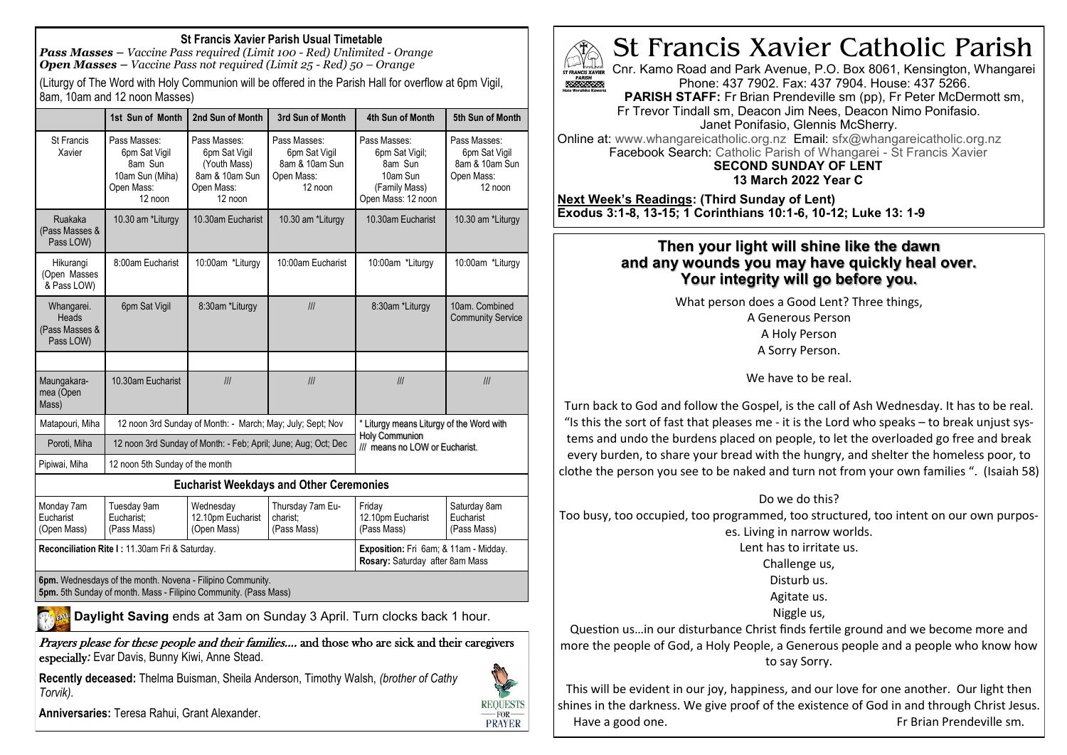**St Francis Xavier Parish Usual Timetable**

***Pass Masses** – Vaccine Pass required (Limit 100 - Red) Unlimited - Orange*
***Open Masses** – Vaccine Pass not required (Limit 25 - Red) 50 – Orange*

(Liturgy of The Word with Holy Communion will be offered in the Parish Hall for overflow at 6pm Vigil, 8am, 10am and 12 noon Masses)

| | 1st Sun of Month | 2nd Sun of Month | 3rd Sun of Month | 4th Sun of Month | 5th Sun of Month |
|---|---|---|---|---|---|
| St Francis Xavier | Pass Masses: 6pm Sat Vigil 8am Sun 10am Sun (Miha) Open Mass: 12 noon | Pass Masses: 6pm Sat Vigil (Youth Mass) 8am & 10am Sun Open Mass: 12 noon | Pass Masses: 6pm Sat Vigil 8am & 10am Sun Open Mass: 12 noon | Pass Masses: 6pm Sat Vigil; 8am Sun 10am Sun (Family Mass) Open Mass: 12 noon | Pass Masses: 6pm Sat Vigil 8am & 10am Sun Open Mass: 12 noon |
| Ruakaka (Pass Masses & Pass LOW) | 10.30 am *Liturgy | 10.30am Eucharist | 10.30 am *Liturgy | 10.30am Eucharist | 10.30 am *Liturgy |
| Hikurangi (Open Masses & Pass LOW) | 8:00am Eucharist | 10:00am *Liturgy | 10:00am Eucharist | 10:00am *Liturgy | 10:00am *Liturgy |
| Whangarei. Heads (Pass Masses & Pass LOW) | 6pm Sat Vigil | 8:30am *Liturgy | /// | 8:30am *Liturgy | 10am. Combined Community Service |
| | | | | | |
| Maungakaramea (Open Mass) | 10.30am Eucharist | /// | /// | /// | /// |
| Matapouri, Miha | 12 noon 3rd Sunday of Month: - March; May; July; Sept; Nov | | | * Liturgy means Liturgy of the Word with Holy Communion /// means no LOW or Eucharist. | |
| Poroti, Miha | 12 noon 3rd Sunday of Month: - Feb; April; June; Aug; Oct; Dec | | | | |
| Pipiwai, Miha | 12 noon 5th Sunday of the month | | | | |

**Eucharist Weekdays and Other Ceremonies**

| Monday 7am Eucharist (Open Mass) | Tuesday 9am Eucharist; (Pass Mass) | Wednesday 12.10pm Eucharist (Open Mass) | Thursday 7am Eucharist; (Pass Mass) | Friday 12.10pm Eucharist (Pass Mass) | Saturday 8am Eucharist (Pass Mass) |
|---|---|---|---|---|---|
| **Reconciliation Rite I :** 11.30am Fri & Saturday. | | | | **Exposition:** Fri 6am; & 11am - Midday. **Rosary:** Saturday after 8am Mass | |

**6pm.** Wednesdays of the month. Novena - Filipino Community.
**5pm.** 5th Sunday of month. Mass - Filipino Community. (Pass Mass)

**Daylight Saving** ends at 3am on Sunday 3 April. Turn clocks back 1 hour.

*Prayers please for these people and their families....* and those who are sick and their caregivers especially*:* Evar Davis, Bunny Kiwi, Anne Stead.

**Recently deceased:** Thelma Buisman, Sheila Anderson, Timothy Walsh, *(brother of Cathy Torvik).*

**Anniversaries:** Teresa Rahui, Grant Alexander.

# St Francis Xavier Catholic Parish

Cnr. Kamo Road and Park Avenue, P.O. Box 8061, Kensington, Whangarei
Phone: 437 7902. Fax: 437 7904. House: 437 5266.
**PARISH STAFF:** Fr Brian Prendeville sm (pp), Fr Peter McDermott sm, Fr Trevor Tindall sm, Deacon Jim Nees, Deacon Nimo Ponifasio. Janet Ponifasio, Glennis McSherry.
Online at: www.whangareicatholic.org.nz Email: sfx@whangareicatholic.org.nz
Facebook Search: Catholic Parish of Whangarei - St Francis Xavier

**SECOND SUNDAY OF LENT**
**13 March 2022 Year C**

**Next Week's Readings: (Third Sunday of Lent)**
**Exodus 3:1-8, 13-15; 1 Corinthians 10:1-6, 10-12; Luke 13: 1-9**

## Then your light will shine like the dawn and any wounds you may have quickly heal over. Your integrity will go before you.

What person does a Good Lent? Three things,
A Generous Person
A Holy Person
A Sorry Person.

We have to be real.

Turn back to God and follow the Gospel, is the call of Ash Wednesday. It has to be real. "Is this the sort of fast that pleases me - it is the Lord who speaks – to break unjust systems and undo the burdens placed on people, to let the overloaded go free and break every burden, to share your bread with the hungry, and shelter the homeless poor, to clothe the person you see to be naked and turn not from your own families ". (Isaiah 58)

Do we do this?
Too busy, too occupied, too programmed, too structured, too intent on our own purposes. Living in narrow worlds.
Lent has to irritate us.
Challenge us,
Disturb us.
Agitate us.
Niggle us,
Question us…in our disturbance Christ finds fertile ground and we become more and more the people of God, a Holy People, a Generous people and a people who know how to say Sorry.

This will be evident in our joy, happiness, and our love for one another. Our light then shines in the darkness. We give proof of the existence of God in and through Christ Jesus.
Have a good one. Fr Brian Prendeville sm.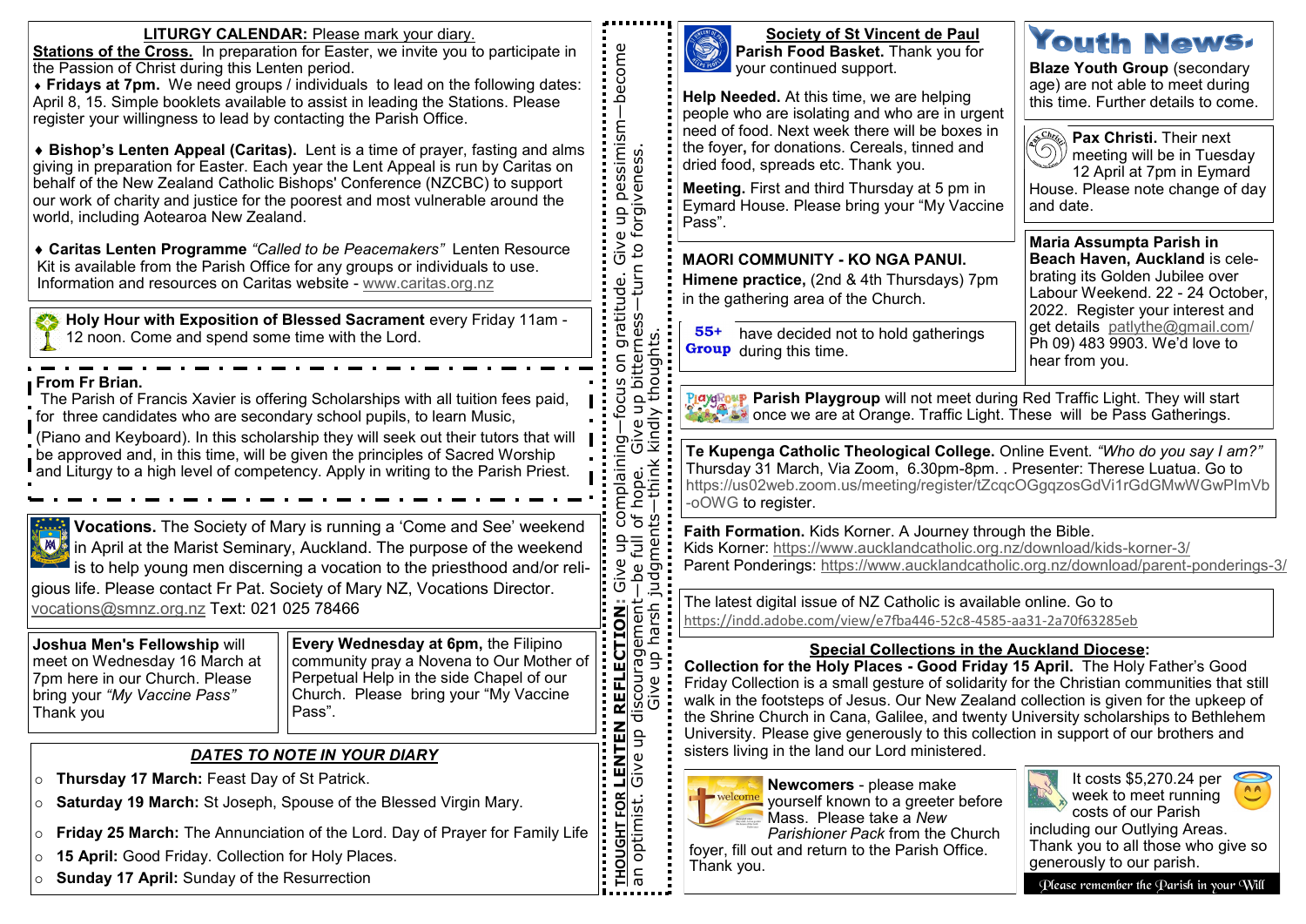**LITURGY CALENDAR:** Please mark your diary.

**Stations of the Cross.** In preparation for Easter, we invite you to participate in the Passion of Christ during this Lenten period.

- **Fridays at 7pm.** We need groups / individuals to lead on the following dates: April 8, 15. Simple booklets available to assist in leading the Stations. Please register your willingness to lead by contacting the Parish Office.

- **Bishop's Lenten Appeal (Caritas).** Lent is a time of prayer, fasting and alms giving in preparation for Easter. Each year the Lent Appeal is run by Caritas on behalf of the New Zealand Catholic Bishops' Conference (NZCBC) to support our work of charity and justice for the poorest and most vulnerable around the world, including Aotearoa New Zealand.

- **Caritas Lenten Programme** *"Called to be Peacemakers"* Lenten Resource Kit is available from the Parish Office for any groups or individuals to use. Information and resources on Caritas website - www.caritas.org.nz

**Holy Hour with Exposition of Blessed Sacrament** every Friday 11am - 12 noon. Come and spend some time with the Lord.

**From Fr Brian.**
The Parish of Francis Xavier is offering Scholarships with all tuition fees paid, for three candidates who are secondary school pupils, to learn Music, (Piano and Keyboard). In this scholarship they will seek out their tutors that will be approved and, in this time, will be given the principles of Sacred Worship and Liturgy to a high level of competency. Apply in writing to the Parish Priest.

**Vocations.** The Society of Mary is running a 'Come and See' weekend in April at the Marist Seminary, Auckland. The purpose of the weekend is to help young men discerning a vocation to the priesthood and/or religious life. Please contact Fr Pat. Society of Mary NZ, Vocations Director. vocations@smnz.org.nz Text: 021 025 78466

**Joshua Men's Fellowship** will meet on Wednesday 16 March at 7pm here in our Church. Please bring your *"My Vaccine Pass"* Thank you

**Every Wednesday at 6pm,** the Filipino community pray a Novena to Our Mother of Perpetual Help in the side Chapel of our Church. Please bring your "My Vaccine Pass".

***DATES TO NOTE IN YOUR DIARY***

- **Thursday 17 March:** Feast Day of St Patrick.
- **Saturday 19 March:** St Joseph, Spouse of the Blessed Virgin Mary.
- **Friday 25 March:** The Annunciation of the Lord. Day of Prayer for Family Life
- **15 April:** Good Friday. Collection for Holy Places.
- **Sunday 17 April:** Sunday of the Resurrection

**THOUGHT FOR LENTEN REFLECTION:** Give up complaining—focus on gratitude. Give up pessimism—become an optimist. Give up discouragement—be full of hope. Give up bitterness—turn to forgiveness. Give up harsh judgments—think kindly thoughts.

**Society of St Vincent de Paul**
**Parish Food Basket.** Thank you for your continued support.

**Help Needed.** At this time, we are helping people who are isolating and who are in urgent need of food. Next week there will be boxes in the foyer**,** for donations. Cereals, tinned and dried food, spreads etc. Thank you.

**Meeting.** First and third Thursday at 5 pm in Eymard House. Please bring your "My Vaccine Pass".

**Youth News**

**Blaze Youth Group** (secondary age) are not able to meet during this time. Further details to come.

**Pax Christi.** Their next meeting will be in Tuesday 12 April at 7pm in Eymard House. Please note change of day and date.

**MAORI COMMUNITY - KO NGA PANUI.**

**Himene practice,** (2nd & 4th Thursdays) 7pm in the gathering area of the Church.

**55+ Group** have decided not to hold gatherings during this time.

**Maria Assumpta Parish in Beach Haven, Auckland** is celebrating its Golden Jubilee over Labour Weekend. 22 - 24 October, 2022. Register your interest and get details patlythe@gmail.com/ Ph 09) 483 9903. We'd love to hear from you.

**Parish Playgroup** will not meet during Red Traffic Light. They will start once we are at Orange. Traffic Light. These will be Pass Gatherings.

**Te Kupenga Catholic Theological College.** Online Event. *"Who do you say I am?"* Thursday 31 March, Via Zoom, 6.30pm-8pm. . Presenter: Therese Luatua. Go to https://us02web.zoom.us/meeting/register/tZcqcOGgqzosGdVi1rGdGMwWGwPImVb-oOWG to register.

**Faith Formation.** Kids Korner. A Journey through the Bible.
Kids Korner: https://www.aucklandcatholic.org.nz/download/kids-korner-3/
Parent Ponderings: https://www.aucklandcatholic.org.nz/download/parent-ponderings-3/

The latest digital issue of NZ Catholic is available online. Go to https://indd.adobe.com/view/e7fba446-52c8-4585-aa31-2a70f63285eb

**Special Collections in the Auckland Diocese:**

**Collection for the Holy Places - Good Friday 15 April.** The Holy Father's Good Friday Collection is a small gesture of solidarity for the Christian communities that still walk in the footsteps of Jesus. Our New Zealand collection is given for the upkeep of the Shrine Church in Cana, Galilee, and twenty University scholarships to Bethlehem University. Please give generously to this collection in support of our brothers and sisters living in the land our Lord ministered.

**Newcomers** - please make yourself known to a greeter before Mass. Please take a *New Parishioner Pack* from the Church foyer, fill out and return to the Parish Office. Thank you.

It costs $5,270.24 per week to meet running costs of our Parish including our Outlying Areas. Thank you to all those who give so generously to our parish.

*Please remember the Parish in your Will*